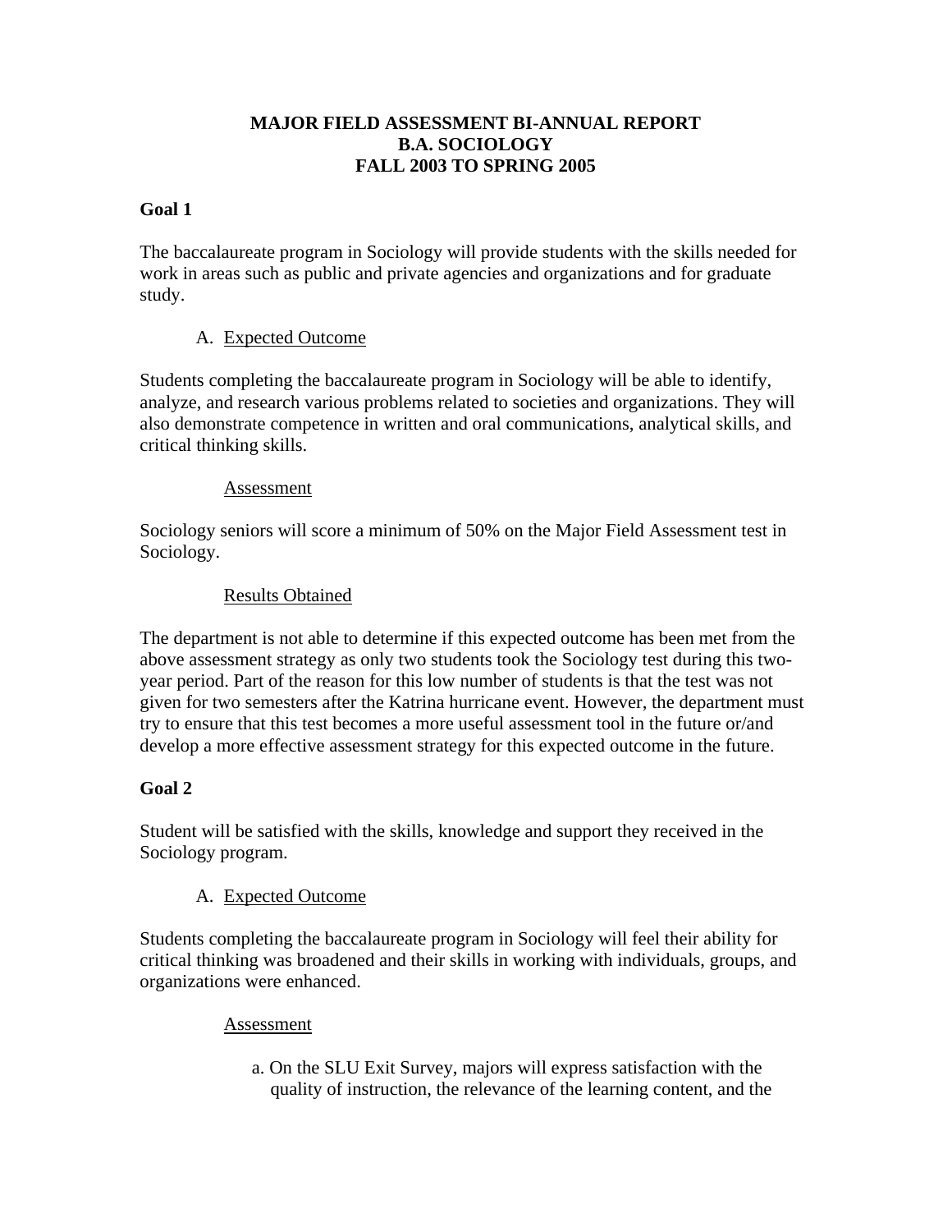# MAJOR FIELD ASSESSMENT BI-ANNUAL REPORT
# B.A. SOCIOLOGY
# FALL 2003 TO SPRING 2005

## Goal 1

The baccalaureate program in Sociology will provide students with the skills needed for work in areas such as public and private agencies and organizations and for graduate study.

A. Expected Outcome

Students completing the baccalaureate program in Sociology will be able to identify, analyze, and research various problems related to societies and organizations. They will also demonstrate competence in written and oral communications, analytical skills, and critical thinking skills.

Assessment

Sociology seniors will score a minimum of 50% on the Major Field Assessment test in Sociology.

Results Obtained

The department is not able to determine if this expected outcome has been met from the above assessment strategy as only two students took the Sociology test during this two-year period. Part of the reason for this low number of students is that the test was not given for two semesters after the Katrina hurricane event. However, the department must try to ensure that this test becomes a more useful assessment tool in the future or/and develop a more effective assessment strategy for this expected outcome in the future.

## Goal 2

Student will be satisfied with the skills, knowledge and support they received in the Sociology program.

A. Expected Outcome

Students completing the baccalaureate program in Sociology will feel their ability for critical thinking was broadened and their skills in working with individuals, groups, and organizations were enhanced.

Assessment

a. On the SLU Exit Survey, majors will express satisfaction with the quality of instruction, the relevance of the learning content, and the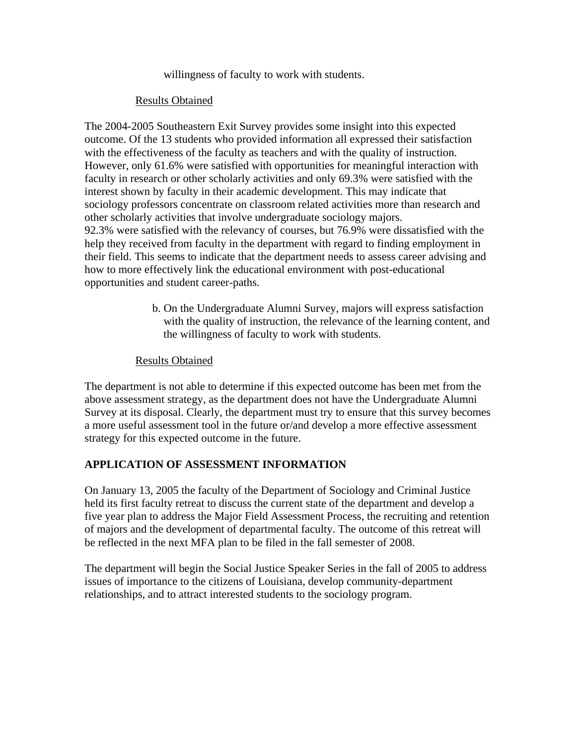willingness of faculty to work with students.

Results Obtained

The 2004-2005 Southeastern Exit Survey provides some insight into this expected outcome. Of the 13 students who provided information all expressed their satisfaction with the effectiveness of the faculty as teachers and with the quality of instruction. However, only 61.6% were satisfied with opportunities for meaningful interaction with faculty in research or other scholarly activities and only 69.3% were satisfied with the interest shown by faculty in their academic development. This may indicate that sociology professors concentrate on classroom related activities more than research and other scholarly activities that involve undergraduate sociology majors.
92.3% were satisfied with the relevancy of courses, but 76.9% were dissatisfied with the help they received from faculty in the department with regard to finding employment in their field. This seems to indicate that the department needs to assess career advising and how to more effectively link the educational environment with post-educational opportunities and student career-paths.

b. On the Undergraduate Alumni Survey, majors will express satisfaction with the quality of instruction, the relevance of the learning content, and the willingness of faculty to work with students.

Results Obtained

The department is not able to determine if this expected outcome has been met from the above assessment strategy, as the department does not have the Undergraduate Alumni Survey at its disposal. Clearly, the department must try to ensure that this survey becomes a more useful assessment tool in the future or/and develop a more effective assessment strategy for this expected outcome in the future.

## APPLICATION OF ASSESSMENT INFORMATION

On January 13, 2005 the faculty of the Department of Sociology and Criminal Justice held its first faculty retreat to discuss the current state of the department and develop a five year plan to address the Major Field Assessment Process, the recruiting and retention of majors and the development of departmental faculty. The outcome of this retreat will be reflected in the next MFA plan to be filed in the fall semester of 2008.

The department will begin the Social Justice Speaker Series in the fall of 2005 to address issues of importance to the citizens of Louisiana, develop community-department relationships, and to attract interested students to the sociology program.